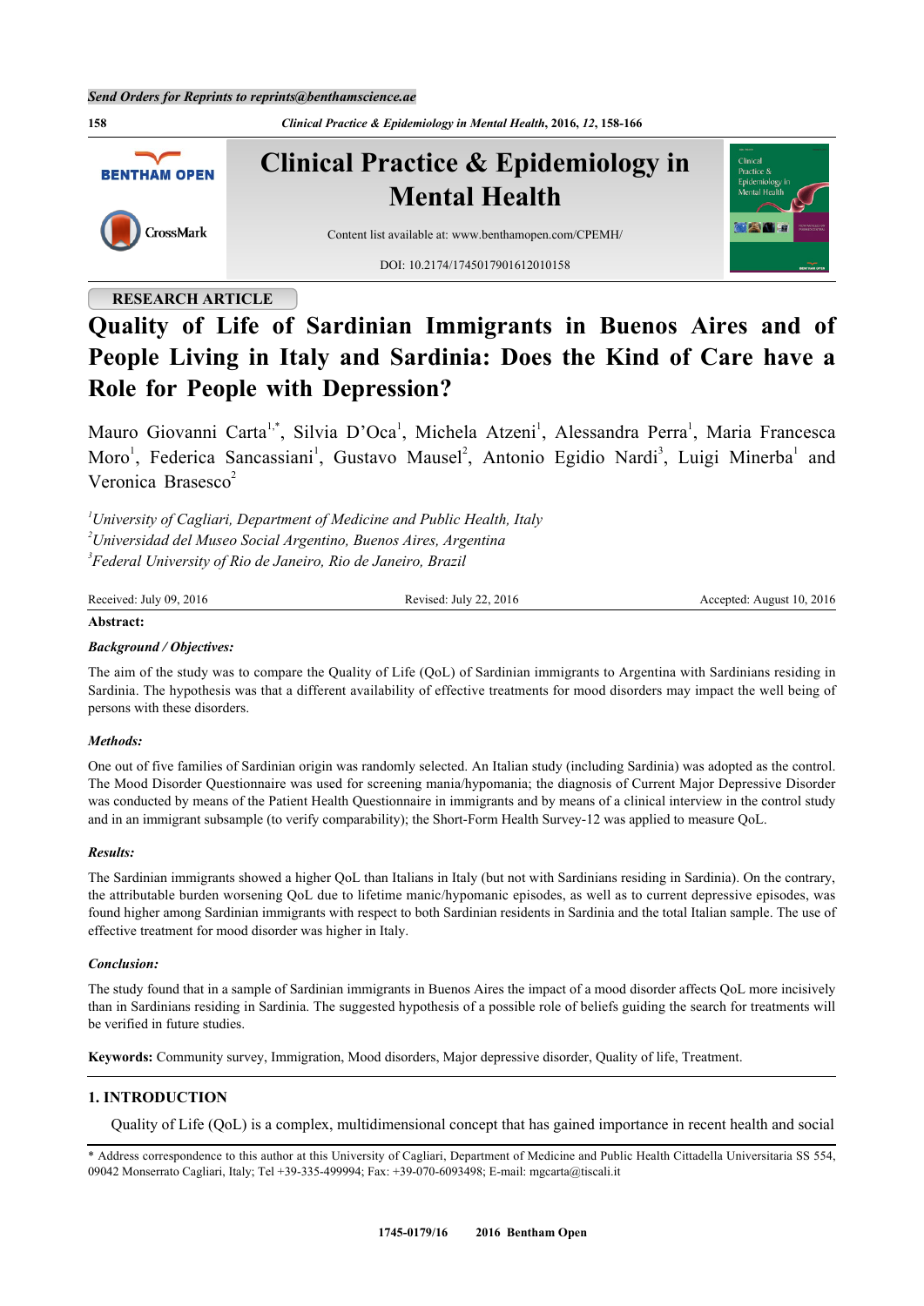RESEARCH ARTICLE

# Quality of Life of Sardinian Immigrants in Buenos Aires and of People Living in Italy and Sardinia: Does the Kind of Care have a Role for People with Depression?

Mauro Giovanni Carta[1,*], Silvia D'Oca[1], Michela Atzeni[1], Alessandra Perra[1], Maria Francesca Moro[1], Federica Sancassiani[1], Gustavo Mausel[2], Antonio Egidio Nardi[3], Luigi Minerba[1] and Veronica Brasesco[2]

[1]*University of Cagliari, Department of Medicine and Public Health, Italy*
[2]*Universidad del Museo Social Argentino, Buenos Aires, Argentina*
[3]*Federal University of Rio de Janeiro, Rio de Janeiro, Brazil*

Received: July 09, 2016 | Revised: July 22, 2016 | Accepted: August 10, 2016

**Abstract:**

***Background / Objectives:***

The aim of the study was to compare the Quality of Life (QoL) of Sardinian immigrants to Argentina with Sardinians residing in Sardinia. The hypothesis was that a different availability of effective treatments for mood disorders may impact the well being of persons with these disorders.

***Methods:***

One out of five families of Sardinian origin was randomly selected. An Italian study (including Sardinia) was adopted as the control. The Mood Disorder Questionnaire was used for screening mania/hypomania; the diagnosis of Current Major Depressive Disorder was conducted by means of the Patient Health Questionnaire in immigrants and by means of a clinical interview in the control study and in an immigrant subsample (to verify comparability); the Short-Form Health Survey-12 was applied to measure QoL.

***Results:***

The Sardinian immigrants showed a higher QoL than Italians in Italy (but not with Sardinians residing in Sardinia). On the contrary, the attributable burden worsening QoL due to lifetime manic/hypomanic episodes, as well as to current depressive episodes, was found higher among Sardinian immigrants with respect to both Sardinian residents in Sardinia and the total Italian sample. The use of effective treatment for mood disorder was higher in Italy.

***Conclusion:***

The study found that in a sample of Sardinian immigrants in Buenos Aires the impact of a mood disorder affects QoL more incisively than in Sardinians residing in Sardinia. The suggested hypothesis of a possible role of beliefs guiding the search for treatments will be verified in future studies.

**Keywords:** Community survey, Immigration, Mood disorders, Major depressive disorder, Quality of life, Treatment.

## 1. INTRODUCTION

Quality of Life (QoL) is a complex, multidimensional concept that has gained importance in recent health and social

\* Address correspondence to this author at this University of Cagliari, Department of Medicine and Public Health Cittadella Universitaria SS 554, 09042 Monserrato Cagliari, Italy; Tel +39-335-499994; Fax: +39-070-6093498; E-mail: mgcarta@tiscali.it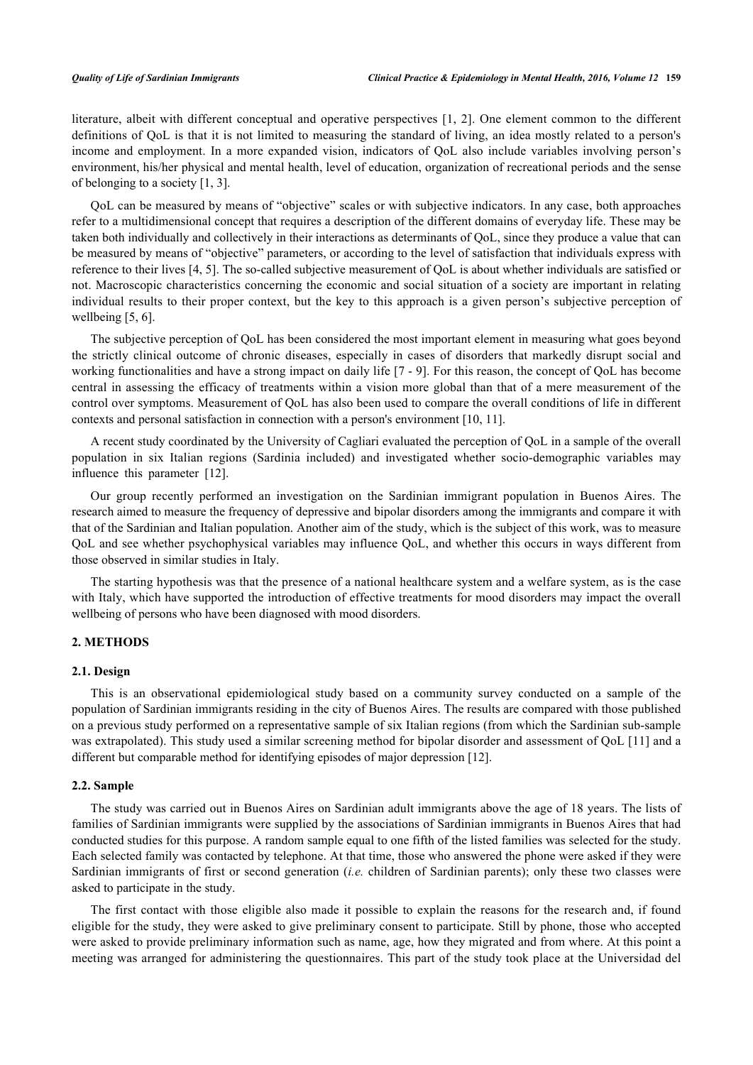literature, albeit with different conceptual and operative perspectives [1, 2]. One element common to the different definitions of QoL is that it is not limited to measuring the standard of living, an idea mostly related to a person's income and employment. In a more expanded vision, indicators of QoL also include variables involving person's environment, his/her physical and mental health, level of education, organization of recreational periods and the sense of belonging to a society [1, 3].

QoL can be measured by means of "objective" scales or with subjective indicators. In any case, both approaches refer to a multidimensional concept that requires a description of the different domains of everyday life. These may be taken both individually and collectively in their interactions as determinants of QoL, since they produce a value that can be measured by means of "objective" parameters, or according to the level of satisfaction that individuals express with reference to their lives [4, 5]. The so-called subjective measurement of QoL is about whether individuals are satisfied or not. Macroscopic characteristics concerning the economic and social situation of a society are important in relating individual results to their proper context, but the key to this approach is a given person's subjective perception of wellbeing [5, 6].

The subjective perception of QoL has been considered the most important element in measuring what goes beyond the strictly clinical outcome of chronic diseases, especially in cases of disorders that markedly disrupt social and working functionalities and have a strong impact on daily life [7 - 9]. For this reason, the concept of QoL has become central in assessing the efficacy of treatments within a vision more global than that of a mere measurement of the control over symptoms. Measurement of QoL has also been used to compare the overall conditions of life in different contexts and personal satisfaction in connection with a person's environment [10, 11].

A recent study coordinated by the University of Cagliari evaluated the perception of QoL in a sample of the overall population in six Italian regions (Sardinia included) and investigated whether socio-demographic variables may influence this parameter [12].

Our group recently performed an investigation on the Sardinian immigrant population in Buenos Aires. The research aimed to measure the frequency of depressive and bipolar disorders among the immigrants and compare it with that of the Sardinian and Italian population. Another aim of the study, which is the subject of this work, was to measure QoL and see whether psychophysical variables may influence QoL, and whether this occurs in ways different from those observed in similar studies in Italy.

The starting hypothesis was that the presence of a national healthcare system and a welfare system, as is the case with Italy, which have supported the introduction of effective treatments for mood disorders may impact the overall wellbeing of persons who have been diagnosed with mood disorders.

## 2. METHODS

### 2.1. Design

This is an observational epidemiological study based on a community survey conducted on a sample of the population of Sardinian immigrants residing in the city of Buenos Aires. The results are compared with those published on a previous study performed on a representative sample of six Italian regions (from which the Sardinian sub-sample was extrapolated). This study used a similar screening method for bipolar disorder and assessment of QoL [11] and a different but comparable method for identifying episodes of major depression [12].

### 2.2. Sample

The study was carried out in Buenos Aires on Sardinian adult immigrants above the age of 18 years. The lists of families of Sardinian immigrants were supplied by the associations of Sardinian immigrants in Buenos Aires that had conducted studies for this purpose. A random sample equal to one fifth of the listed families was selected for the study. Each selected family was contacted by telephone. At that time, those who answered the phone were asked if they were Sardinian immigrants of first or second generation (*i.e.* children of Sardinian parents); only these two classes were asked to participate in the study.

The first contact with those eligible also made it possible to explain the reasons for the research and, if found eligible for the study, they were asked to give preliminary consent to participate. Still by phone, those who accepted were asked to provide preliminary information such as name, age, how they migrated and from where. At this point a meeting was arranged for administering the questionnaires. This part of the study took place at the Universidad del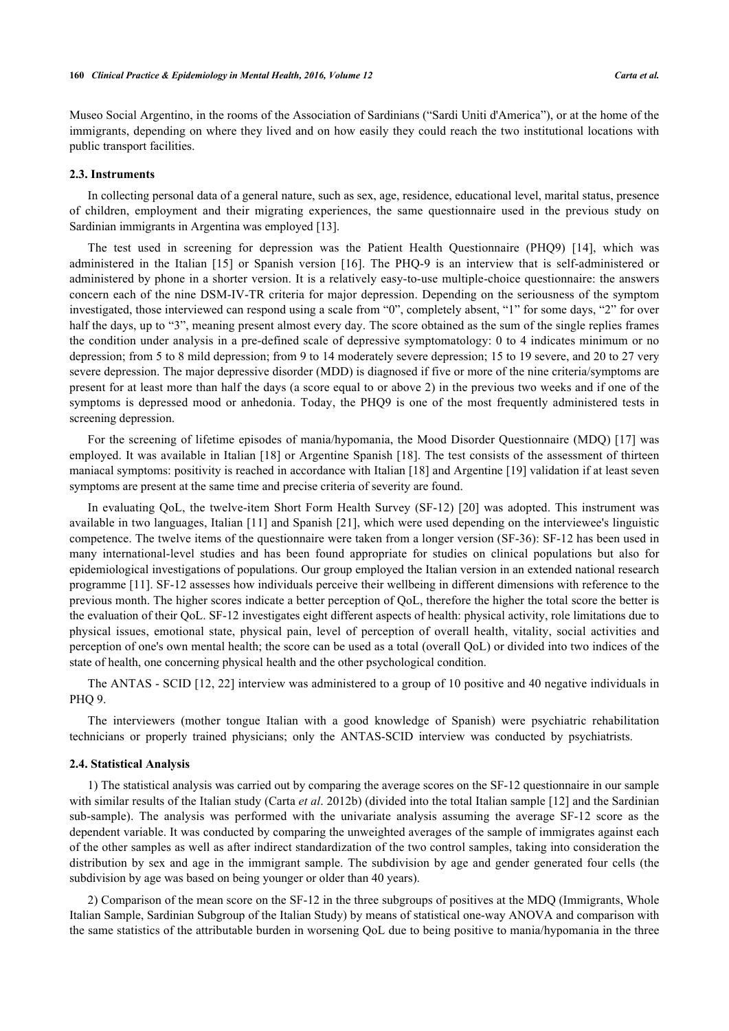Museo Social Argentino, in the rooms of the Association of Sardinians ("Sardi Uniti d'America"), or at the home of the immigrants, depending on where they lived and on how easily they could reach the two institutional locations with public transport facilities.

### 2.3. Instruments

In collecting personal data of a general nature, such as sex, age, residence, educational level, marital status, presence of children, employment and their migrating experiences, the same questionnaire used in the previous study on Sardinian immigrants in Argentina was employed [13].

The test used in screening for depression was the Patient Health Questionnaire (PHQ9) [14], which was administered in the Italian [15] or Spanish version [16]. The PHQ-9 is an interview that is self-administered or administered by phone in a shorter version. It is a relatively easy-to-use multiple-choice questionnaire: the answers concern each of the nine DSM-IV-TR criteria for major depression. Depending on the seriousness of the symptom investigated, those interviewed can respond using a scale from "0", completely absent, "1" for some days, "2" for over half the days, up to "3", meaning present almost every day. The score obtained as the sum of the single replies frames the condition under analysis in a pre-defined scale of depressive symptomatology: 0 to 4 indicates minimum or no depression; from 5 to 8 mild depression; from 9 to 14 moderately severe depression; 15 to 19 severe, and 20 to 27 very severe depression. The major depressive disorder (MDD) is diagnosed if five or more of the nine criteria/symptoms are present for at least more than half the days (a score equal to or above 2) in the previous two weeks and if one of the symptoms is depressed mood or anhedonia. Today, the PHQ9 is one of the most frequently administered tests in screening depression.

For the screening of lifetime episodes of mania/hypomania, the Mood Disorder Questionnaire (MDQ) [17] was employed. It was available in Italian [18] or Argentine Spanish [18]. The test consists of the assessment of thirteen maniacal symptoms: positivity is reached in accordance with Italian [18] and Argentine [19] validation if at least seven symptoms are present at the same time and precise criteria of severity are found.

In evaluating QoL, the twelve-item Short Form Health Survey (SF-12) [20] was adopted. This instrument was available in two languages, Italian [11] and Spanish [21], which were used depending on the interviewee's linguistic competence. The twelve items of the questionnaire were taken from a longer version (SF-36): SF-12 has been used in many international-level studies and has been found appropriate for studies on clinical populations but also for epidemiological investigations of populations. Our group employed the Italian version in an extended national research programme [11]. SF-12 assesses how individuals perceive their wellbeing in different dimensions with reference to the previous month. The higher scores indicate a better perception of QoL, therefore the higher the total score the better is the evaluation of their QoL. SF-12 investigates eight different aspects of health: physical activity, role limitations due to physical issues, emotional state, physical pain, level of perception of overall health, vitality, social activities and perception of one's own mental health; the score can be used as a total (overall QoL) or divided into two indices of the state of health, one concerning physical health and the other psychological condition.

The ANTAS - SCID [12, 22] interview was administered to a group of 10 positive and 40 negative individuals in PHQ 9.

The interviewers (mother tongue Italian with a good knowledge of Spanish) were psychiatric rehabilitation technicians or properly trained physicians; only the ANTAS-SCID interview was conducted by psychiatrists.

### 2.4. Statistical Analysis

1) The statistical analysis was carried out by comparing the average scores on the SF-12 questionnaire in our sample with similar results of the Italian study (Carta *et al*. 2012b) (divided into the total Italian sample [12] and the Sardinian sub-sample). The analysis was performed with the univariate analysis assuming the average SF-12 score as the dependent variable. It was conducted by comparing the unweighted averages of the sample of immigrates against each of the other samples as well as after indirect standardization of the two control samples, taking into consideration the distribution by sex and age in the immigrant sample. The subdivision by age and gender generated four cells (the subdivision by age was based on being younger or older than 40 years).

2) Comparison of the mean score on the SF-12 in the three subgroups of positives at the MDQ (Immigrants, Whole Italian Sample, Sardinian Subgroup of the Italian Study) by means of statistical one-way ANOVA and comparison with the same statistics of the attributable burden in worsening QoL due to being positive to mania/hypomania in the three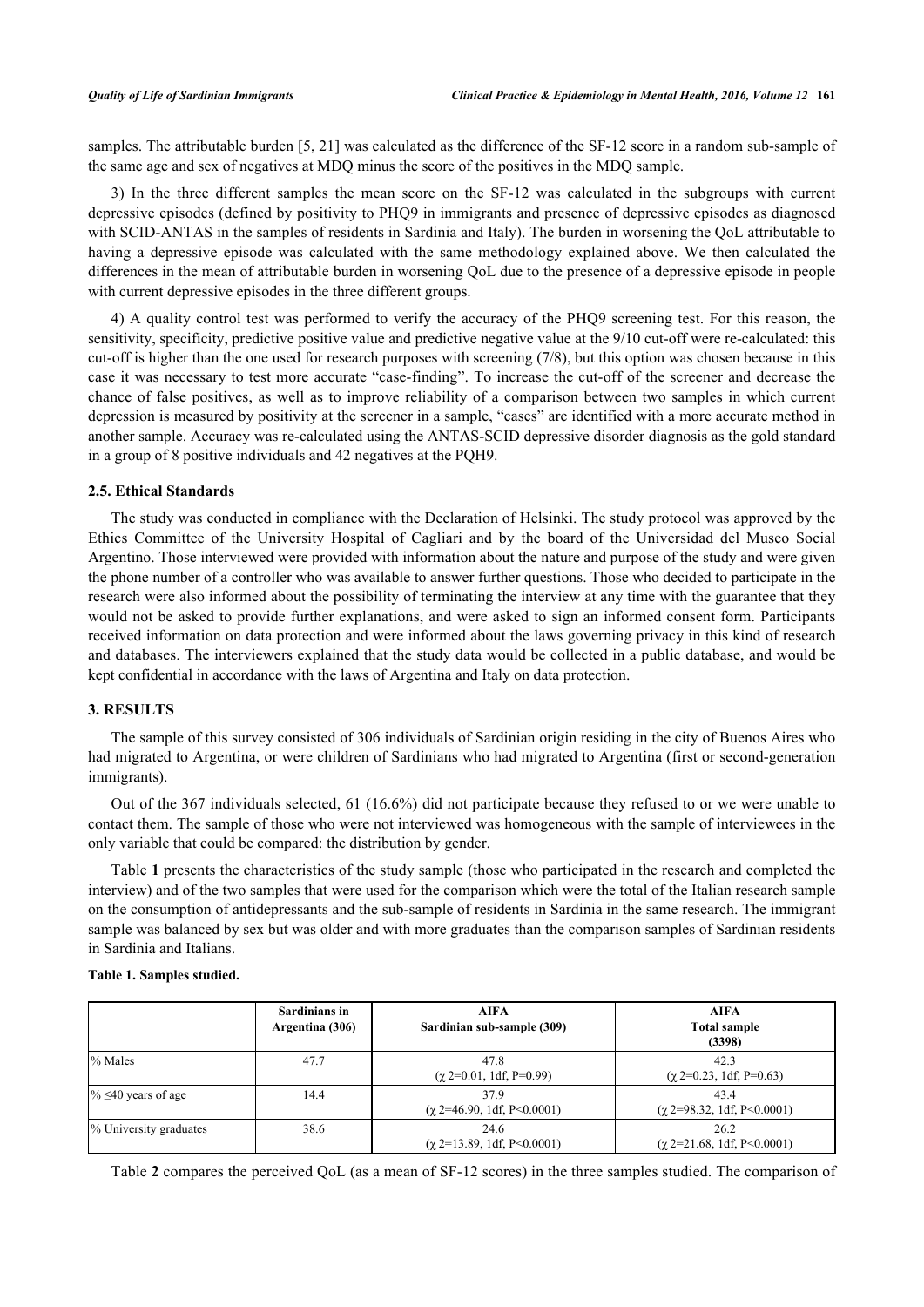samples. The attributable burden [5, 21] was calculated as the difference of the SF-12 score in a random sub-sample of the same age and sex of negatives at MDQ minus the score of the positives in the MDQ sample.

3) In the three different samples the mean score on the SF-12 was calculated in the subgroups with current depressive episodes (defined by positivity to PHQ9 in immigrants and presence of depressive episodes as diagnosed with SCID-ANTAS in the samples of residents in Sardinia and Italy). The burden in worsening the QoL attributable to having a depressive episode was calculated with the same methodology explained above. We then calculated the differences in the mean of attributable burden in worsening QoL due to the presence of a depressive episode in people with current depressive episodes in the three different groups.

4) A quality control test was performed to verify the accuracy of the PHQ9 screening test. For this reason, the sensitivity, specificity, predictive positive value and predictive negative value at the 9/10 cut-off were re-calculated: this cut-off is higher than the one used for research purposes with screening (7/8), but this option was chosen because in this case it was necessary to test more accurate "case-finding". To increase the cut-off of the screener and decrease the chance of false positives, as well as to improve reliability of a comparison between two samples in which current depression is measured by positivity at the screener in a sample, "cases" are identified with a more accurate method in another sample. Accuracy was re-calculated using the ANTAS-SCID depressive disorder diagnosis as the gold standard in a group of 8 positive individuals and 42 negatives at the PQH9.

### 2.5. Ethical Standards

The study was conducted in compliance with the Declaration of Helsinki. The study protocol was approved by the Ethics Committee of the University Hospital of Cagliari and by the board of the Universidad del Museo Social Argentino. Those interviewed were provided with information about the nature and purpose of the study and were given the phone number of a controller who was available to answer further questions. Those who decided to participate in the research were also informed about the possibility of terminating the interview at any time with the guarantee that they would not be asked to provide further explanations, and were asked to sign an informed consent form. Participants received information on data protection and were informed about the laws governing privacy in this kind of research and databases. The interviewers explained that the study data would be collected in a public database, and would be kept confidential in accordance with the laws of Argentina and Italy on data protection.

## 3. RESULTS

The sample of this survey consisted of 306 individuals of Sardinian origin residing in the city of Buenos Aires who had migrated to Argentina, or were children of Sardinians who had migrated to Argentina (first or second-generation immigrants).

Out of the 367 individuals selected, 61 (16.6%) did not participate because they refused to or we were unable to contact them. The sample of those who were not interviewed was homogeneous with the sample of interviewees in the only variable that could be compared: the distribution by gender.

Table **1** presents the characteristics of the study sample (those who participated in the research and completed the interview) and of the two samples that were used for the comparison which were the total of the Italian research sample on the consumption of antidepressants and the sub-sample of residents in Sardinia in the same research. The immigrant sample was balanced by sex but was older and with more graduates than the comparison samples of Sardinian residents in Sardinia and Italians.

**Table 1. Samples studied.**

| | Sardinians in Argentina (306) | AIFA Sardinian sub-sample (309) | AIFA Total sample (3398) |
|---|---|---|---|
| % Males | 47.7 | 47.8 ($\chi^2$=0.01, 1df, P=0.99) | 42.3 ($\chi^2$=0.23, 1df, P=0.63) |
| % ≤40 years of age | 14.4 | 37.9 ($\chi^2$=46.90, 1df, P<0.0001) | 43.4 ($\chi^2$=98.32, 1df, P<0.0001) |
| % University graduates | 38.6 | 24.6 ($\chi^2$=13.89, 1df, P<0.0001) | 26.2 ($\chi^2$=21.68, 1df, P<0.0001) |

Table **2** compares the perceived QoL (as a mean of SF-12 scores) in the three samples studied. The comparison of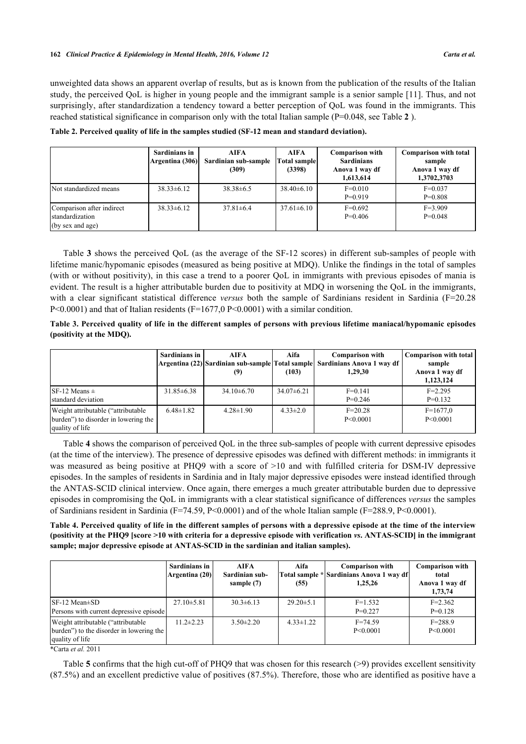unweighted data shows an apparent overlap of results, but as is known from the publication of the results of the Italian study, the perceived QoL is higher in young people and the immigrant sample is a senior sample [11]. Thus, and not surprisingly, after standardization a tendency toward a better perception of QoL was found in the immigrants. This reached statistical significance in comparison only with the total Italian sample (P=0.048, see Table **2** ).

**Table 2. Perceived quality of life in the samples studied (SF-12 mean and standard deviation).**

| | Sardinians in Argentina (306) | AIFA Sardinian sub-sample (309) | AIFA Total sample (3398) | Comparison with Sardinians Anova 1 way df 1,613,614 | Comparison with total sample Anova 1 way df 1,3702,3703 |
|---|---|---|---|---|---|
| Not standardized means | 38.33±6.12 | 38.38±6.5 | 38.40±6.10 | F=0.010 P=0.919 | F=0.037 P=0.808 |
| Comparison after indirect standardization (by sex and age) | 38.33±6.12 | 37.81±6.4 | 37.61±6.10 | F=0.692 P=0.406 | F=3.909 P=0.048 |

Table **3** shows the perceived QoL (as the average of the SF-12 scores) in different sub-samples of people with lifetime manic/hypomanic episodes (measured as being positive at MDQ). Unlike the findings in the total of samples (with or without positivity), in this case a trend to a poorer QoL in immigrants with previous episodes of mania is evident. The result is a higher attributable burden due to positivity at MDQ in worsening the QoL in the immigrants, with a clear significant statistical difference *versus* both the sample of Sardinians resident in Sardinia (F=20.28 P<0.0001) and that of Italian residents (F=1677,0 P<0.0001) with a similar condition.

**Table 3. Perceived quality of life in the different samples of persons with previous lifetime maniacal/hypomanic episodes (positivity at the MDQ).**

| | Sardinians in Argentina (22) | AIFA Sardinian sub-sample (9) | Aifa Total sample (103) | Comparison with Sardinians Anova 1 way df 1,29,30 | Comparison with total sample Anova 1 way df 1,123,124 |
|---|---|---|---|---|---|
| SF-12 Means ± standard deviation | 31.85±6.38 | 34.10±6.70 | 34.07±6.21 | F=0.141 P=0.246 | F=2.295 P=0.132 |
| Weight attributable ("attributable burden") to disorder in lowering the quality of life | 6.48±1.82 | 4.28±1.90 | 4.33±2.0 | F=20.28 P<0.0001 | F=1677,0 P<0.0001 |

Table **4** shows the comparison of perceived QoL in the three sub-samples of people with current depressive episodes (at the time of the interview). The presence of depressive episodes was defined with different methods: in immigrants it was measured as being positive at PHQ9 with a score of >10 and with fulfilled criteria for DSM-IV depressive episodes. In the samples of residents in Sardinia and in Italy major depressive episodes were instead identified through the ANTAS-SCID clinical interview. Once again, there emerges a much greater attributable burden due to depressive episodes in compromising the QoL in immigrants with a clear statistical significance of differences *versus* the samples of Sardinians resident in Sardinia (F=74.59, P<0.0001) and of the whole Italian sample (F=288.9, P<0.0001).

**Table 4. Perceived quality of life in the different samples of persons with a depressive episode at the time of the interview (positivity at the PHQ9 [score >10 with criteria for a depressive episode with verification *vs.* ANTAS-SCID] in the immigrant sample; major depressive episode at ANTAS-SCID in the sardinian and italian samples).**

| | Sardinians in Argentina (20) | AIFA Sardinian sub-sample (7) | Aifa Total sample * (55) | Comparison with Sardinians Anova 1 way df 1,25,26 | Comparison with total Anova 1 way df 1,73,74 |
|---|---|---|---|---|---|
| SF-12 Mean±SD Persons with current depressive episode | 27.10±5.81 | 30.3±6.13 | 29.20±5.1 | F=1.532 P=0.227 | F=2.362 P=0.128 |
| Weight attributable ("attributable burden") to the disorder in lowering the quality of life | 11.2±2.23 | 3.50±2.20 | 4.33±1.22 | F=74.59 P<0.0001 | F=288.9 P<0.0001 |

*Carta *et al.* 2011

Table **5** confirms that the high cut-off of PHQ9 that was chosen for this research (>9) provides excellent sensitivity (87.5%) and an excellent predictive value of positives (87.5%). Therefore, those who are identified as positive have a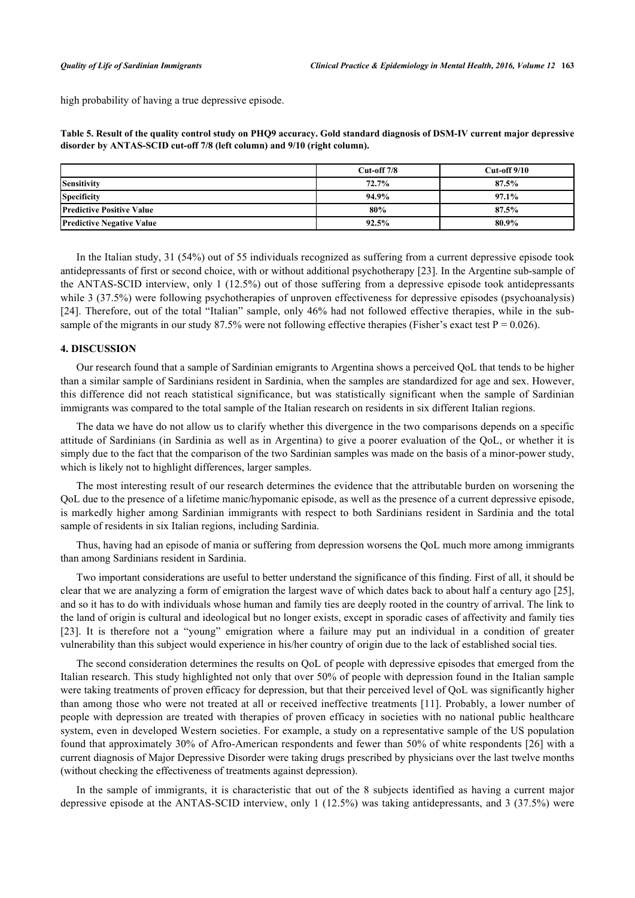high probability of having a true depressive episode.

**Table 5. Result of the quality control study on PHQ9 accuracy. Gold standard diagnosis of DSM-IV current major depressive disorder by ANTAS-SCID cut-off 7/8 (left column) and 9/10 (right column).**

| | Cut-off 7/8 | Cut-off 9/10 |
|---|---|---|
| **Sensitivity** | 72.7% | 87.5% |
| **Specificity** | 94.9% | 97.1% |
| **Predictive Positive Value** | 80% | 87.5% |
| **Predictive Negative Value** | 92.5% | 80.9% |

In the Italian study, 31 (54%) out of 55 individuals recognized as suffering from a current depressive episode took antidepressants of first or second choice, with or without additional psychotherapy [23]. In the Argentine sub-sample of the ANTAS-SCID interview, only 1 (12.5%) out of those suffering from a depressive episode took antidepressants while 3 (37.5%) were following psychotherapies of unproven effectiveness for depressive episodes (psychoanalysis) [24]. Therefore, out of the total "Italian" sample, only 46% had not followed effective therapies, while in the sub-sample of the migrants in our study 87.5% were not following effective therapies (Fisher's exact test $P = 0.026$).

## 4. DISCUSSION

Our research found that a sample of Sardinian emigrants to Argentina shows a perceived QoL that tends to be higher than a similar sample of Sardinians resident in Sardinia, when the samples are standardized for age and sex. However, this difference did not reach statistical significance, but was statistically significant when the sample of Sardinian immigrants was compared to the total sample of the Italian research on residents in six different Italian regions.

The data we have do not allow us to clarify whether this divergence in the two comparisons depends on a specific attitude of Sardinians (in Sardinia as well as in Argentina) to give a poorer evaluation of the QoL, or whether it is simply due to the fact that the comparison of the two Sardinian samples was made on the basis of a minor-power study, which is likely not to highlight differences, larger samples.

The most interesting result of our research determines the evidence that the attributable burden on worsening the QoL due to the presence of a lifetime manic/hypomanic episode, as well as the presence of a current depressive episode, is markedly higher among Sardinian immigrants with respect to both Sardinians resident in Sardinia and the total sample of residents in six Italian regions, including Sardinia.

Thus, having had an episode of mania or suffering from depression worsens the QoL much more among immigrants than among Sardinians resident in Sardinia.

Two important considerations are useful to better understand the significance of this finding. First of all, it should be clear that we are analyzing a form of emigration the largest wave of which dates back to about half a century ago [25], and so it has to do with individuals whose human and family ties are deeply rooted in the country of arrival. The link to the land of origin is cultural and ideological but no longer exists, except in sporadic cases of affectivity and family ties [23]. It is therefore not a "young" emigration where a failure may put an individual in a condition of greater vulnerability than this subject would experience in his/her country of origin due to the lack of established social ties.

The second consideration determines the results on QoL of people with depressive episodes that emerged from the Italian research. This study highlighted not only that over 50% of people with depression found in the Italian sample were taking treatments of proven efficacy for depression, but that their perceived level of QoL was significantly higher than among those who were not treated at all or received ineffective treatments [11]. Probably, a lower number of people with depression are treated with therapies of proven efficacy in societies with no national public healthcare system, even in developed Western societies. For example, a study on a representative sample of the US population found that approximately 30% of Afro-American respondents and fewer than 50% of white respondents [26] with a current diagnosis of Major Depressive Disorder were taking drugs prescribed by physicians over the last twelve months (without checking the effectiveness of treatments against depression).

In the sample of immigrants, it is characteristic that out of the 8 subjects identified as having a current major depressive episode at the ANTAS-SCID interview, only 1 (12.5%) was taking antidepressants, and 3 (37.5%) were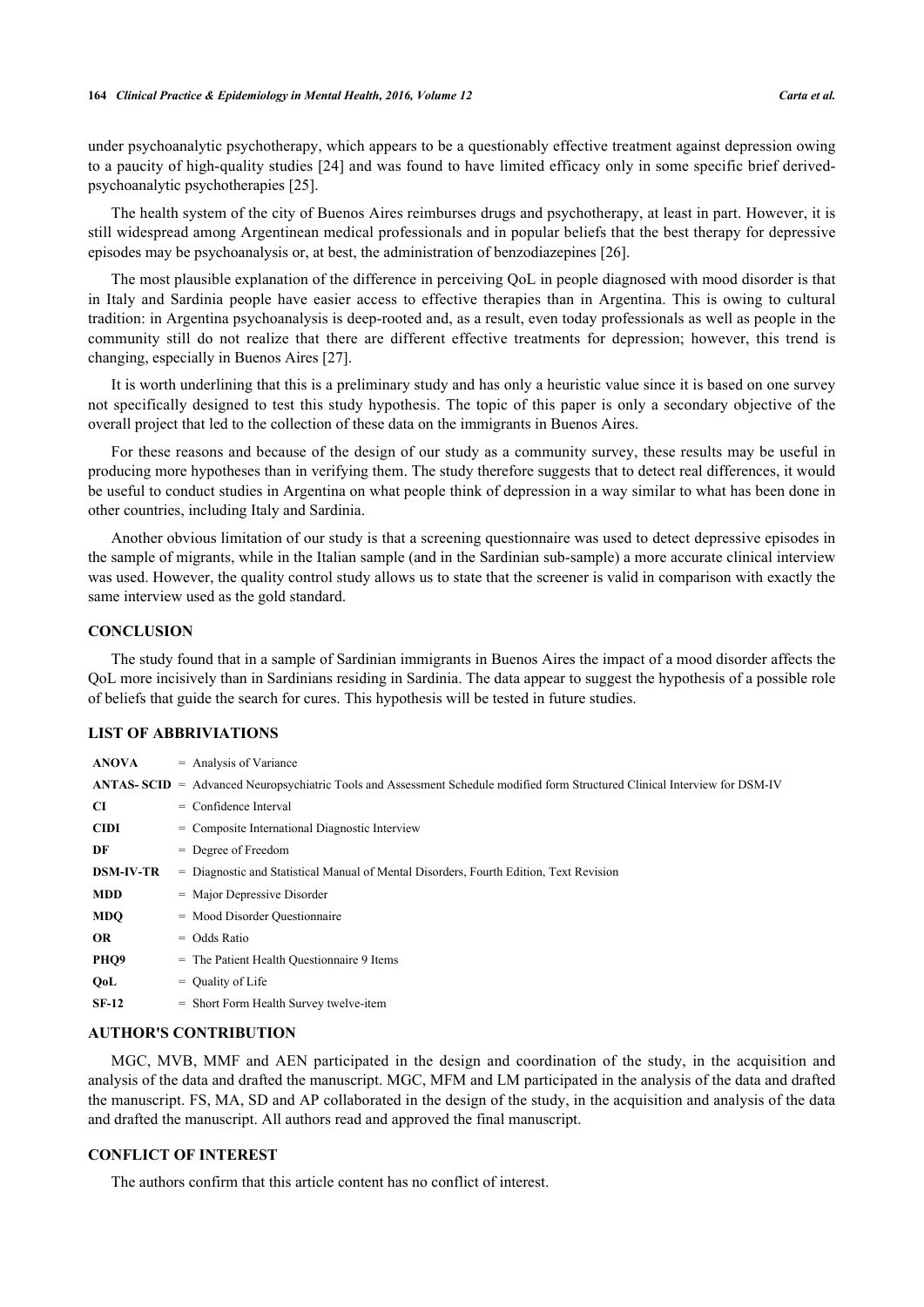under psychoanalytic psychotherapy, which appears to be a questionably effective treatment against depression owing to a paucity of high-quality studies [24] and was found to have limited efficacy only in some specific brief derived-psychoanalytic psychotherapies [25].

The health system of the city of Buenos Aires reimburses drugs and psychotherapy, at least in part. However, it is still widespread among Argentinean medical professionals and in popular beliefs that the best therapy for depressive episodes may be psychoanalysis or, at best, the administration of benzodiazepines [26].

The most plausible explanation of the difference in perceiving QoL in people diagnosed with mood disorder is that in Italy and Sardinia people have easier access to effective therapies than in Argentina. This is owing to cultural tradition: in Argentina psychoanalysis is deep-rooted and, as a result, even today professionals as well as people in the community still do not realize that there are different effective treatments for depression; however, this trend is changing, especially in Buenos Aires [27].

It is worth underlining that this is a preliminary study and has only a heuristic value since it is based on one survey not specifically designed to test this study hypothesis. The topic of this paper is only a secondary objective of the overall project that led to the collection of these data on the immigrants in Buenos Aires.

For these reasons and because of the design of our study as a community survey, these results may be useful in producing more hypotheses than in verifying them. The study therefore suggests that to detect real differences, it would be useful to conduct studies in Argentina on what people think of depression in a way similar to what has been done in other countries, including Italy and Sardinia.

Another obvious limitation of our study is that a screening questionnaire was used to detect depressive episodes in the sample of migrants, while in the Italian sample (and in the Sardinian sub-sample) a more accurate clinical interview was used. However, the quality control study allows us to state that the screener is valid in comparison with exactly the same interview used as the gold standard.

## CONCLUSION

The study found that in a sample of Sardinian immigrants in Buenos Aires the impact of a mood disorder affects the QoL more incisively than in Sardinians residing in Sardinia. The data appear to suggest the hypothesis of a possible role of beliefs that guide the search for cures. This hypothesis will be tested in future studies.

## LIST OF ABBRIVIATIONS

| | |
|---|---|
| **ANOVA** | = Analysis of Variance |
| **ANTAS- SCID** | = Advanced Neuropsychiatric Tools and Assessment Schedule modified form Structured Clinical Interview for DSM-IV |
| **CI** | = Confidence Interval |
| **CIDI** | = Composite International Diagnostic Interview |
| **DF** | = Degree of Freedom |
| **DSM-IV-TR** | = Diagnostic and Statistical Manual of Mental Disorders, Fourth Edition, Text Revision |
| **MDD** | = Major Depressive Disorder |
| **MDQ** | = Mood Disorder Questionnaire |
| **OR** | = Odds Ratio |
| **PHQ9** | = The Patient Health Questionnaire 9 Items |
| **QoL** | = Quality of Life |
| **SF-12** | = Short Form Health Survey twelve-item |

## AUTHOR'S CONTRIBUTION

MGC, MVB, MMF and AEN participated in the design and coordination of the study, in the acquisition and analysis of the data and drafted the manuscript. MGC, MFM and LM participated in the analysis of the data and drafted the manuscript. FS, MA, SD and AP collaborated in the design of the study, in the acquisition and analysis of the data and drafted the manuscript. All authors read and approved the final manuscript.

## CONFLICT OF INTEREST

The authors confirm that this article content has no conflict of interest.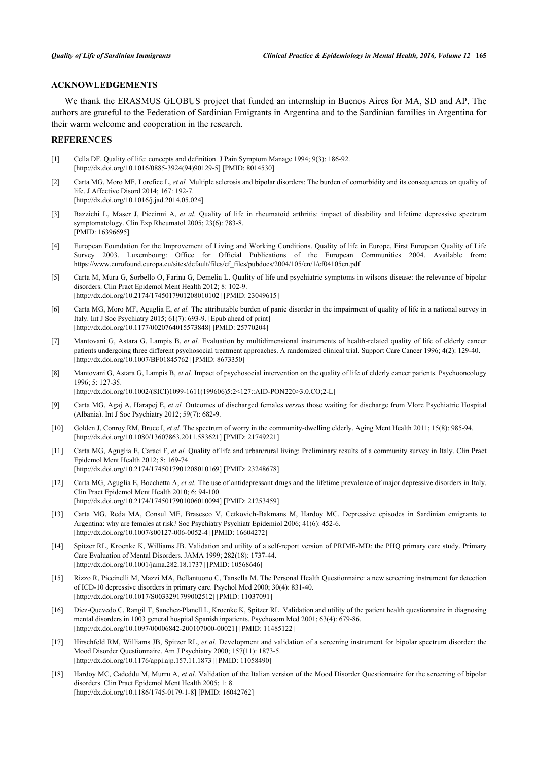## ACKNOWLEDGEMENTS

We thank the ERASMUS GLOBUS project that funded an internship in Buenos Aires for MA, SD and AP. The authors are grateful to the Federation of Sardinian Emigrants in Argentina and to the Sardinian families in Argentina for their warm welcome and cooperation in the research.

## REFERENCES

[1] Cella DF. Quality of life: concepts and definition. J Pain Symptom Manage 1994; 9(3): 186-92. [http://dx.doi.org/10.1016/0885-3924(94)90129-5] [PMID: 8014530]

[2] Carta MG, Moro MF, Lorefice L, *et al.* Multiple sclerosis and bipolar disorders: The burden of comorbidity and its consequences on quality of life. J Affective Disord 2014; 167: 192-7. [http://dx.doi.org/10.1016/j.jad.2014.05.024]

[3] Bazzichi L, Maser J, Piccinni A, *et al.* Quality of life in rheumatoid arthritis: impact of disability and lifetime depressive spectrum symptomatology. Clin Exp Rheumatol 2005; 23(6): 783-8. [PMID: 16396695]

[4] European Foundation for the Improvement of Living and Working Conditions. Quality of life in Europe, First European Quality of Life Survey 2003. Luxembourg: Office for Official Publications of the European Communities 2004. Available from: https://www.eurofound.europa.eu/sites/default/files/ef_files/pubdocs/2004/105/en/1/ef04105en.pdf

[5] Carta M, Mura G, Sorbello O, Farina G, Demelia L. Quality of life and psychiatric symptoms in wilsons disease: the relevance of bipolar disorders. Clin Pract Epidemol Ment Health 2012; 8: 102-9. [http://dx.doi.org/10.2174/1745017901208010102] [PMID: 23049615]

[6] Carta MG, Moro MF, Aguglia E, *et al.* The attributable burden of panic disorder in the impairment of quality of life in a national survey in Italy. Int J Soc Psychiatry 2015; 61(7): 693-9. [Epub ahead of print] [http://dx.doi.org/10.1177/0020764015573848] [PMID: 25770204]

[7] Mantovani G, Astara G, Lampis B, *et al.* Evaluation by multidimensional instruments of health-related quality of life of elderly cancer patients undergoing three different psychosocial treatment approaches. A randomized clinical trial. Support Care Cancer 1996; 4(2): 129-40. [http://dx.doi.org/10.1007/BF01845762] [PMID: 8673350]

[8] Mantovani G, Astara G, Lampis B, *et al.* Impact of psychosocial intervention on the quality of life of elderly cancer patients. Psychooncology 1996; 5: 127-35. [http://dx.doi.org/10.1002/(SICI)1099-1611(199606)5:2<127::AID-PON220>3.0.CO;2-L]

[9] Carta MG, Agaj A, Harapej E, *et al.* Outcomes of discharged females *versus* those waiting for discharge from Vlore Psychiatric Hospital (Albania). Int J Soc Psychiatry 2012; 59(7): 682-9.

[10] Golden J, Conroy RM, Bruce I, *et al.* The spectrum of worry in the community-dwelling elderly. Aging Ment Health 2011; 15(8): 985-94. [http://dx.doi.org/10.1080/13607863.2011.583621] [PMID: 21749221]

[11] Carta MG, Aguglia E, Caraci F, *et al.* Quality of life and urban/rural living: Preliminary results of a community survey in Italy. Clin Pract Epidemol Ment Health 2012; 8: 169-74. [http://dx.doi.org/10.2174/1745017901208010169] [PMID: 23248678]

[12] Carta MG, Aguglia E, Bocchetta A, *et al.* The use of antidepressant drugs and the lifetime prevalence of major depressive disorders in Italy. Clin Pract Epidemol Ment Health 2010; 6: 94-100. [http://dx.doi.org/10.2174/1745017901006010094] [PMID: 21253459]

[13] Carta MG, Reda MA, Consul ME, Brasesco V, Cetkovich-Bakmans M, Hardoy MC. Depressive episodes in Sardinian emigrants to Argentina: why are females at risk? Soc Psychiatry Psychiatr Epidemiol 2006; 41(6): 452-6. [http://dx.doi.org/10.1007/s00127-006-0052-4] [PMID: 16604272]

[14] Spitzer RL, Kroenke K, Williams JB. Validation and utility of a self-report version of PRIME-MD: the PHQ primary care study. Primary Care Evaluation of Mental Disorders. JAMA 1999; 282(18): 1737-44. [http://dx.doi.org/10.1001/jama.282.18.1737] [PMID: 10568646]

[15] Rizzo R, Piccinelli M, Mazzi MA, Bellantuono C, Tansella M. The Personal Health Questionnaire: a new screening instrument for detection of ICD-10 depressive disorders in primary care. Psychol Med 2000; 30(4): 831-40. [http://dx.doi.org/10.1017/S0033291799002512] [PMID: 11037091]

[16] Diez-Quevedo C, Rangil T, Sanchez-Planell L, Kroenke K, Spitzer RL. Validation and utility of the patient health questionnaire in diagnosing mental disorders in 1003 general hospital Spanish inpatients. Psychosom Med 2001; 63(4): 679-86. [http://dx.doi.org/10.1097/00006842-200107000-00021] [PMID: 11485122]

[17] Hirschfeld RM, Williams JB, Spitzer RL, *et al.* Development and validation of a screening instrument for bipolar spectrum disorder: the Mood Disorder Questionnaire. Am J Psychiatry 2000; 157(11): 1873-5. [http://dx.doi.org/10.1176/appi.ajp.157.11.1873] [PMID: 11058490]

[18] Hardoy MC, Cadeddu M, Murru A, *et al.* Validation of the Italian version of the Mood Disorder Questionnaire for the screening of bipolar disorders. Clin Pract Epidemol Ment Health 2005; 1: 8. [http://dx.doi.org/10.1186/1745-0179-1-8] [PMID: 16042762]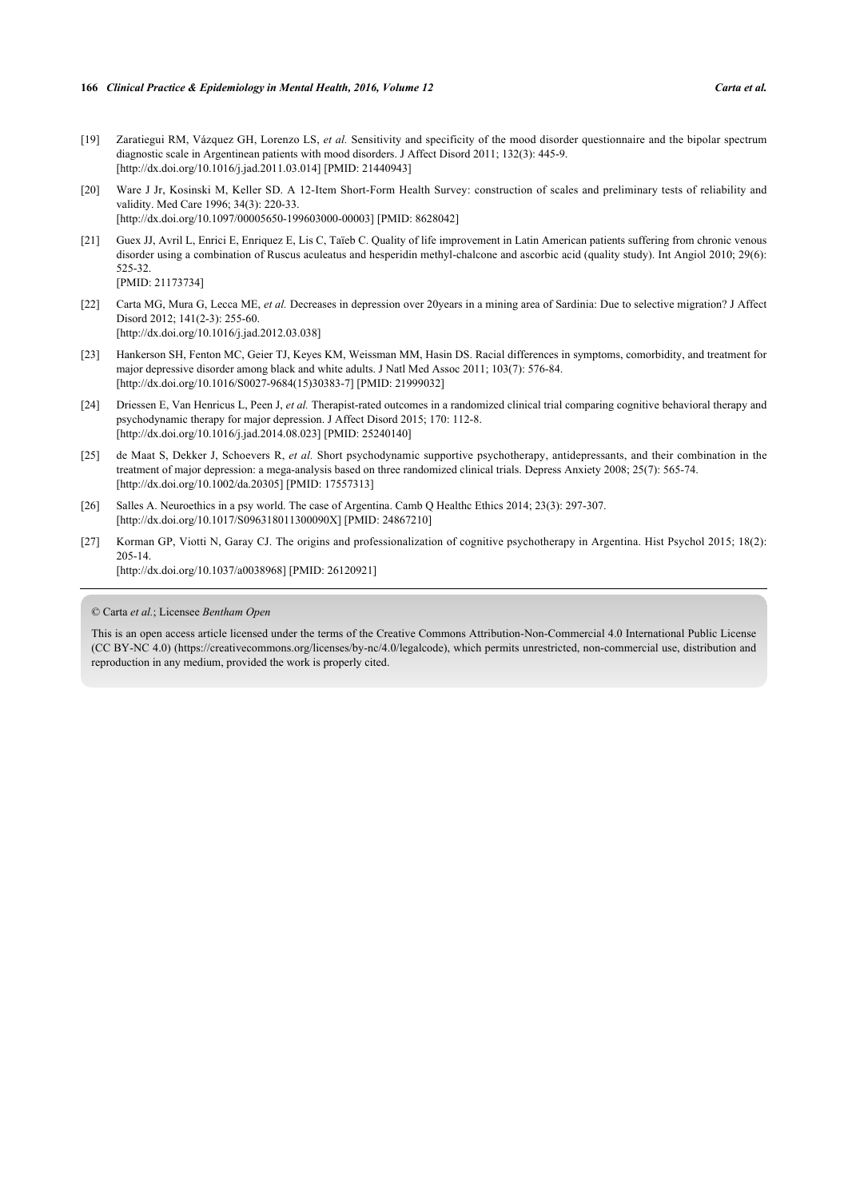[19] Zaratiegui RM, Vázquez GH, Lorenzo LS, *et al.* Sensitivity and specificity of the mood disorder questionnaire and the bipolar spectrum diagnostic scale in Argentinean patients with mood disorders. J Affect Disord 2011; 132(3): 445-9. [http://dx.doi.org/10.1016/j.jad.2011.03.014] [PMID: 21440943]

[20] Ware J Jr, Kosinski M, Keller SD. A 12-Item Short-Form Health Survey: construction of scales and preliminary tests of reliability and validity. Med Care 1996; 34(3): 220-33. [http://dx.doi.org/10.1097/00005650-199603000-00003] [PMID: 8628042]

[21] Guex JJ, Avril L, Enrici E, Enriquez E, Lis C, Taïeb C. Quality of life improvement in Latin American patients suffering from chronic venous disorder using a combination of Ruscus aculeatus and hesperidin methyl-chalcone and ascorbic acid (quality study). Int Angiol 2010; 29(6): 525-32. [PMID: 21173734]

[22] Carta MG, Mura G, Lecca ME, *et al.* Decreases in depression over 20years in a mining area of Sardinia: Due to selective migration? J Affect Disord 2012; 141(2-3): 255-60. [http://dx.doi.org/10.1016/j.jad.2012.03.038]

[23] Hankerson SH, Fenton MC, Geier TJ, Keyes KM, Weissman MM, Hasin DS. Racial differences in symptoms, comorbidity, and treatment for major depressive disorder among black and white adults. J Natl Med Assoc 2011; 103(7): 576-84. [http://dx.doi.org/10.1016/S0027-9684(15)30383-7] [PMID: 21999032]

[24] Driessen E, Van Henricus L, Peen J, *et al.* Therapist-rated outcomes in a randomized clinical trial comparing cognitive behavioral therapy and psychodynamic therapy for major depression. J Affect Disord 2015; 170: 112-8. [http://dx.doi.org/10.1016/j.jad.2014.08.023] [PMID: 25240140]

[25] de Maat S, Dekker J, Schoevers R, *et al.* Short psychodynamic supportive psychotherapy, antidepressants, and their combination in the treatment of major depression: a mega-analysis based on three randomized clinical trials. Depress Anxiety 2008; 25(7): 565-74. [http://dx.doi.org/10.1002/da.20305] [PMID: 17557313]

[26] Salles A. Neuroethics in a psy world. The case of Argentina. Camb Q Healthc Ethics 2014; 23(3): 297-307. [http://dx.doi.org/10.1017/S096318011300090X] [PMID: 24867210]

[27] Korman GP, Viotti N, Garay CJ. The origins and professionalization of cognitive psychotherapy in Argentina. Hist Psychol 2015; 18(2): 205-14. [http://dx.doi.org/10.1037/a0038968] [PMID: 26120921]

© Carta *et al.*; Licensee *Bentham Open*

This is an open access article licensed under the terms of the Creative Commons Attribution-Non-Commercial 4.0 International Public License (CC BY-NC 4.0) (https://creativecommons.org/licenses/by-nc/4.0/legalcode), which permits unrestricted, non-commercial use, distribution and reproduction in any medium, provided the work is properly cited.